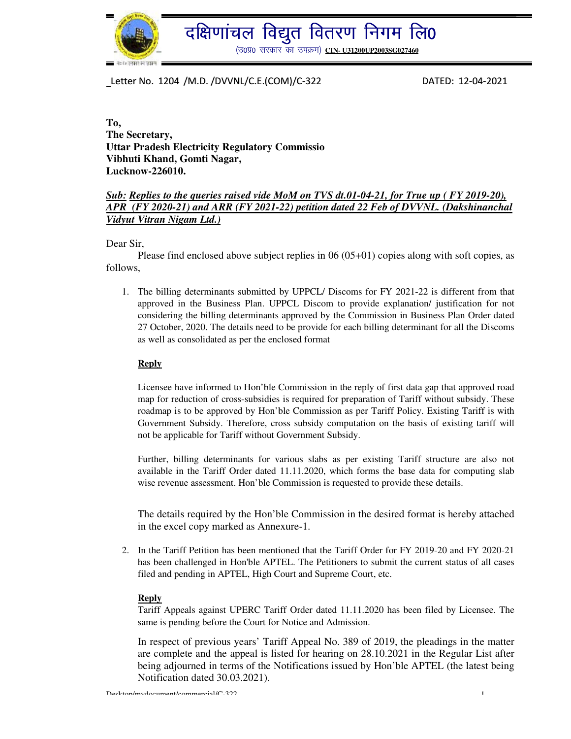# दक्षिणांचल विद्युत वितरण निगम लि०

(उ०प्र० सरकार का उपक्रम) **CIN- U31200UP2003SG027460**

_Letter No. 1204 /M.D. /DVVNL/C.E.(COM)/C-322 DATED: 12-04-2021

**To,**
**The Secretary,**
**Uttar Pradesh Electricity Regulatory Commissio**
**Vibhuti Khand, Gomti Nagar,**
**Lucknow-226010.**

***Sub: Replies to the queries raised vide MoM on TVS dt.01-04-21, for True up ( FY 2019-20), APR (FY 2020-21) and ARR (FY 2021-22) petition dated 22 Feb of DVVNL. (Dakshinanchal Vidyut Vitran Nigam Ltd.)***

Dear Sir,

Please find enclosed above subject replies in 06 (05+01) copies along with soft copies, as follows,

1. The billing determinants submitted by UPPCL/ Discoms for FY 2021-22 is different from that approved in the Business Plan. UPPCL Discom to provide explanation/ justification for not considering the billing determinants approved by the Commission in Business Plan Order dated 27 October, 2020. The details need to be provide for each billing determinant for all the Discoms as well as consolidated as per the enclosed format

   **Reply**

   Licensee have informed to Hon'ble Commission in the reply of first data gap that approved road map for reduction of cross-subsidies is required for preparation of Tariff without subsidy. These roadmap is to be approved by Hon'ble Commission as per Tariff Policy. Existing Tariff is with Government Subsidy. Therefore, cross subsidy computation on the basis of existing tariff will not be applicable for Tariff without Government Subsidy.

   Further, billing determinants for various slabs as per existing Tariff structure are also not available in the Tariff Order dated 11.11.2020, which forms the base data for computing slab wise revenue assessment. Hon'ble Commission is requested to provide these details.

   The details required by the Hon'ble Commission in the desired format is hereby attached in the excel copy marked as Annexure-1.

2. In the Tariff Petition has been mentioned that the Tariff Order for FY 2019-20 and FY 2020-21 has been challenged in Hon'ble APTEL. The Petitioners to submit the current status of all cases filed and pending in APTEL, High Court and Supreme Court, etc.

   **Reply**

   Tariff Appeals against UPERC Tariff Order dated 11.11.2020 has been filed by Licensee. The same is pending before the Court for Notice and Admission.

   In respect of previous years' Tariff Appeal No. 389 of 2019, the pleadings in the matter are complete and the appeal is listed for hearing on 28.10.2021 in the Regular List after being adjourned in terms of the Notifications issued by Hon'ble APTEL (the latest being Notification dated 30.03.2021).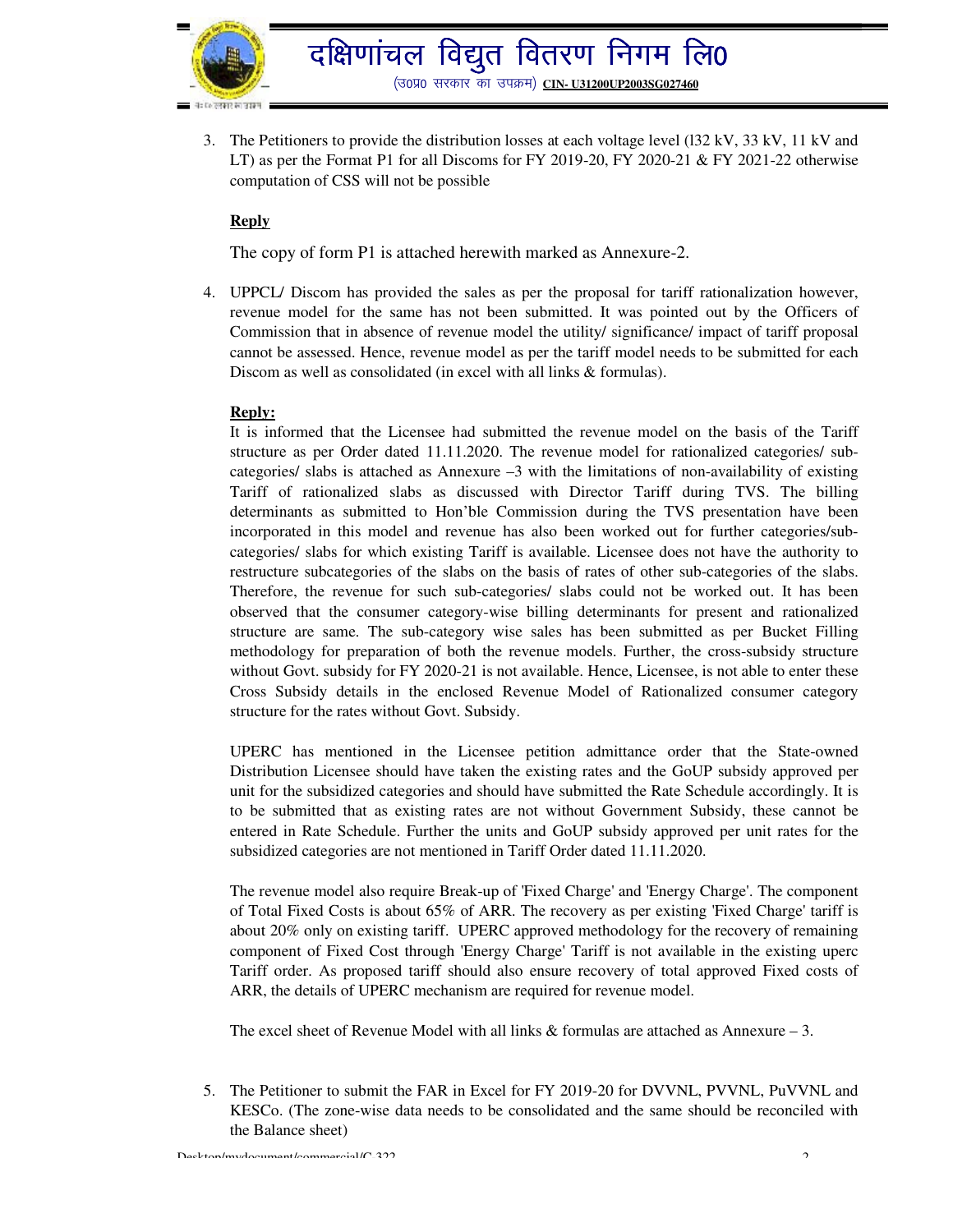3. The Petitioners to provide the distribution losses at each voltage level (132 kV, 33 kV, 11 kV and LT) as per the Format P1 for all Discoms for FY 2019-20, FY 2020-21 & FY 2021-22 otherwise computation of CSS will not be possible

**Reply**

The copy of form P1 is attached herewith marked as Annexure-2.

4. UPPCL/ Discom has provided the sales as per the proposal for tariff rationalization however, revenue model for the same has not been submitted. It was pointed out by the Officers of Commission that in absence of revenue model the utility/ significance/ impact of tariff proposal cannot be assessed. Hence, revenue model as per the tariff model needs to be submitted for each Discom as well as consolidated (in excel with all links & formulas).

**Reply:**

It is informed that the Licensee had submitted the revenue model on the basis of the Tariff structure as per Order dated 11.11.2020. The revenue model for rationalized categories/ sub-categories/ slabs is attached as Annexure –3 with the limitations of non-availability of existing Tariff of rationalized slabs as discussed with Director Tariff during TVS. The billing determinants as submitted to Hon'ble Commission during the TVS presentation have been incorporated in this model and revenue has also been worked out for further categories/sub-categories/ slabs for which existing Tariff is available. Licensee does not have the authority to restructure subcategories of the slabs on the basis of rates of other sub-categories of the slabs. Therefore, the revenue for such sub-categories/ slabs could not be worked out. It has been observed that the consumer category-wise billing determinants for present and rationalized structure are same. The sub-category wise sales has been submitted as per Bucket Filling methodology for preparation of both the revenue models. Further, the cross-subsidy structure without Govt. subsidy for FY 2020-21 is not available. Hence, Licensee, is not able to enter these Cross Subsidy details in the enclosed Revenue Model of Rationalized consumer category structure for the rates without Govt. Subsidy.

UPERC has mentioned in the Licensee petition admittance order that the State-owned Distribution Licensee should have taken the existing rates and the GoUP subsidy approved per unit for the subsidized categories and should have submitted the Rate Schedule accordingly. It is to be submitted that as existing rates are not without Government Subsidy, these cannot be entered in Rate Schedule. Further the units and GoUP subsidy approved per unit rates for the subsidized categories are not mentioned in Tariff Order dated 11.11.2020.

The revenue model also require Break-up of 'Fixed Charge' and 'Energy Charge'. The component of Total Fixed Costs is about 65% of ARR. The recovery as per existing 'Fixed Charge' tariff is about 20% only on existing tariff. UPERC approved methodology for the recovery of remaining component of Fixed Cost through 'Energy Charge' Tariff is not available in the existing uperc Tariff order. As proposed tariff should also ensure recovery of total approved Fixed costs of ARR, the details of UPERC mechanism are required for revenue model.

The excel sheet of Revenue Model with all links & formulas are attached as Annexure – 3.

5. The Petitioner to submit the FAR in Excel for FY 2019-20 for DVVNL, PVVNL, PuVVNL and KESCo. (The zone-wise data needs to be consolidated and the same should be reconciled with the Balance sheet)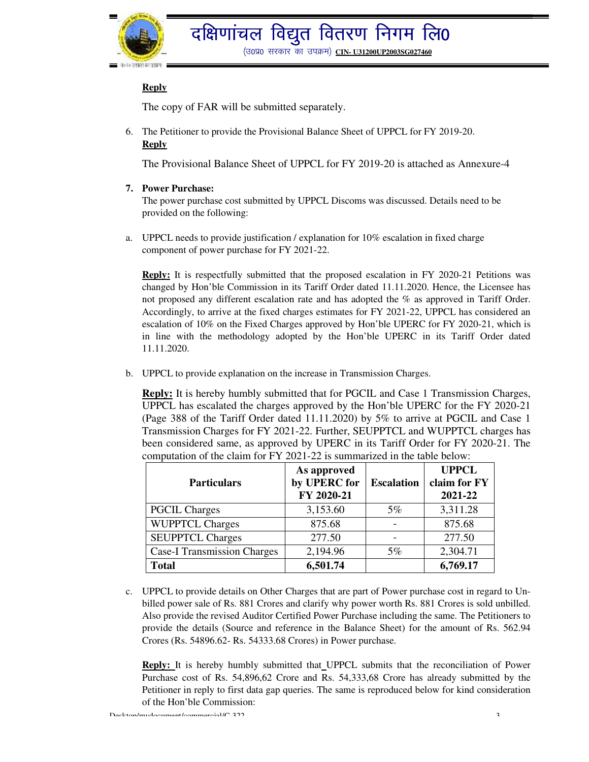**Reply**

The copy of FAR will be submitted separately.

6. The Petitioner to provide the Provisional Balance Sheet of UPPCL for FY 2019-20.

   **Reply**

   The Provisional Balance Sheet of UPPCL for FY 2019-20 is attached as Annexure-4

7. **Power Purchase:**

   The power purchase cost submitted by UPPCL Discoms was discussed. Details need to be provided on the following:

a. UPPCL needs to provide justification / explanation for 10% escalation in fixed charge component of power purchase for FY 2021-22.

   **Reply:** It is respectfully submitted that the proposed escalation in FY 2020-21 Petitions was changed by Hon'ble Commission in its Tariff Order dated 11.11.2020. Hence, the Licensee has not proposed any different escalation rate and has adopted the % as approved in Tariff Order. Accordingly, to arrive at the fixed charges estimates for FY 2021-22, UPPCL has considered an escalation of 10% on the Fixed Charges approved by Hon'ble UPERC for FY 2020-21, which is in line with the methodology adopted by the Hon'ble UPERC in its Tariff Order dated 11.11.2020.

b. UPPCL to provide explanation on the increase in Transmission Charges.

   **Reply:** It is hereby humbly submitted that for PGCIL and Case 1 Transmission Charges, UPPCL has escalated the charges approved by the Hon'ble UPERC for the FY 2020-21 (Page 388 of the Tariff Order dated 11.11.2020) by 5% to arrive at PGCIL and Case 1 Transmission Charges for FY 2021-22. Further, SEUPPTCL and WUPPTCL charges has been considered same, as approved by UPERC in its Tariff Order for FY 2020-21. The computation of the claim for FY 2021-22 is summarized in the table below:

| Particulars | As approved by UPERC for FY 2020-21 | Escalation | UPPCL claim for FY 2021-22 |
|---|---|---|---|
| PGCIL Charges | 3,153.60 | 5% | 3,311.28 |
| WUPPTCL Charges | 875.68 | - | 875.68 |
| SEUPPTCL Charges | 277.50 | - | 277.50 |
| Case-I Transmission Charges | 2,194.96 | 5% | 2,304.71 |
| **Total** | **6,501.74** | | **6,769.17** |

c. UPPCL to provide details on Other Charges that are part of Power purchase cost in regard to Un-billed power sale of Rs. 881 Crores and clarify why power worth Rs. 881 Crores is sold unbilled. Also provide the revised Auditor Certified Power Purchase including the same. The Petitioners to provide the details (Source and reference in the Balance Sheet) for the amount of Rs. 562.94 Crores (Rs. 54896.62- Rs. 54333.68 Crores) in Power purchase.

   **Reply:** It is hereby humbly submitted that UPPCL submits that the reconciliation of Power Purchase cost of Rs. 54,896,62 Crore and Rs. 54,333,68 Crore has already submitted by the Petitioner in reply to first data gap queries. The same is reproduced below for kind consideration of the Hon'ble Commission: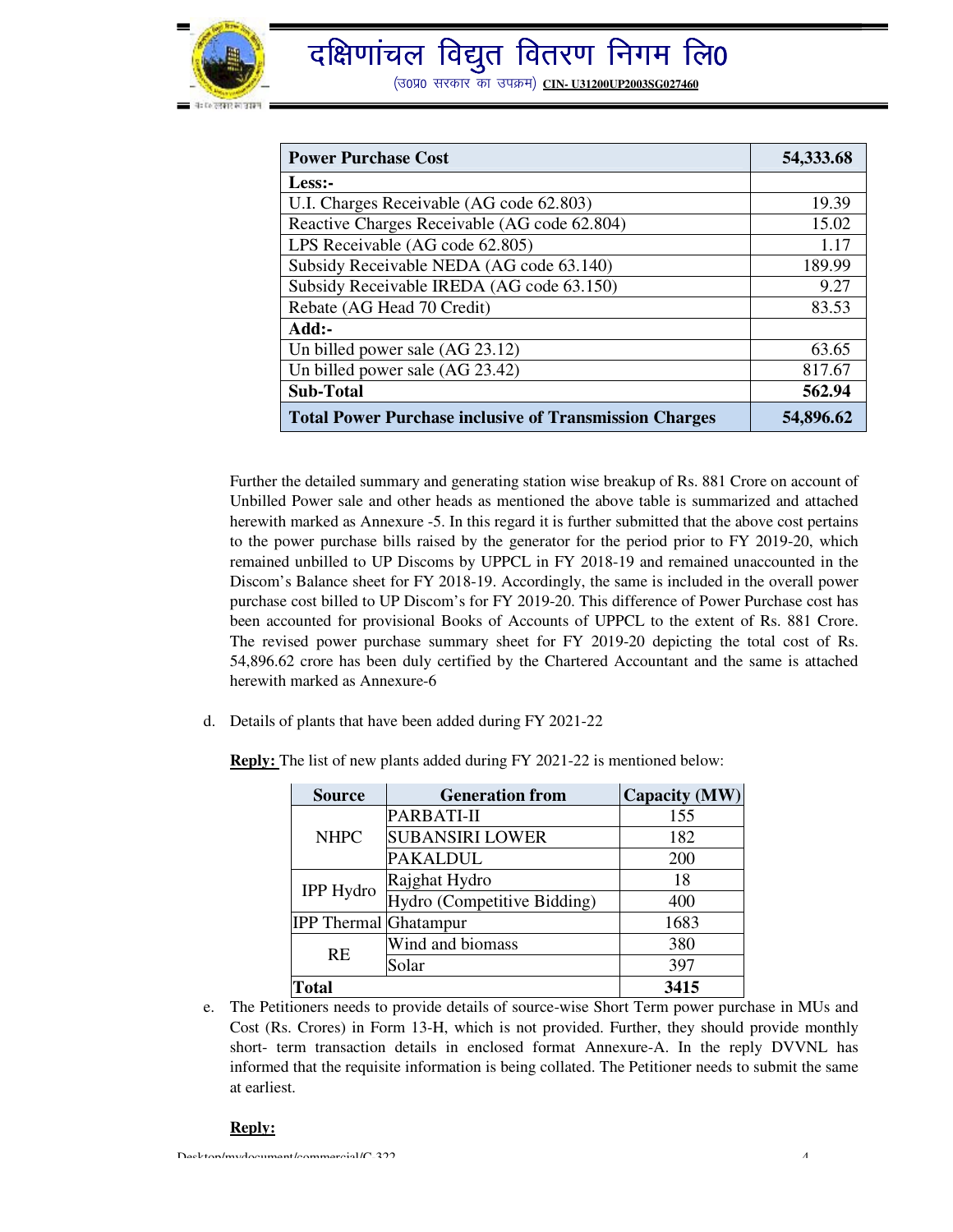| Power Purchase Cost | 54,333.68 |
|---|---|
| **Less:-** | |
| U.I. Charges Receivable (AG code 62.803) | 19.39 |
| Reactive Charges Receivable (AG code 62.804) | 15.02 |
| LPS Receivable (AG code 62.805) | 1.17 |
| Subsidy Receivable NEDA (AG code 63.140) | 189.99 |
| Subsidy Receivable IREDA (AG code 63.150) | 9.27 |
| Rebate (AG Head 70 Credit) | 83.53 |
| **Add:-** | |
| Un billed power sale (AG 23.12) | 63.65 |
| Un billed power sale (AG 23.42) | 817.67 |
| **Sub-Total** | **562.94** |
| **Total Power Purchase inclusive of Transmission Charges** | **54,896.62** |

Further the detailed summary and generating station wise breakup of Rs. 881 Crore on account of Unbilled Power sale and other heads as mentioned the above table is summarized and attached herewith marked as Annexure -5. In this regard it is further submitted that the above cost pertains to the power purchase bills raised by the generator for the period prior to FY 2019-20, which remained unbilled to UP Discoms by UPPCL in FY 2018-19 and remained unaccounted in the Discom's Balance sheet for FY 2018-19. Accordingly, the same is included in the overall power purchase cost billed to UP Discom's for FY 2019-20. This difference of Power Purchase cost has been accounted for provisional Books of Accounts of UPPCL to the extent of Rs. 881 Crore. The revised power purchase summary sheet for FY 2019-20 depicting the total cost of Rs. 54,896.62 crore has been duly certified by the Chartered Accountant and the same is attached herewith marked as Annexure-6

d. Details of plants that have been added during FY 2021-22

**Reply:** The list of new plants added during FY 2021-22 is mentioned below:

| Source | Generation from | Capacity (MW) |
|---|---|---|
| NHPC | PARBATI-II | 155 |
| | SUBANSIRI LOWER | 182 |
| | PAKALDUL | 200 |
| IPP Hydro | Rajghat Hydro | 18 |
| | Hydro (Competitive Bidding) | 400 |
| IPP Thermal | Ghatampur | 1683 |
| RE | Wind and biomass | 380 |
| | Solar | 397 |
| **Total** | | **3415** |

e. The Petitioners needs to provide details of source-wise Short Term power purchase in MUs and Cost (Rs. Crores) in Form 13-H, which is not provided. Further, they should provide monthly short- term transaction details in enclosed format Annexure-A. In the reply DVVNL has informed that the requisite information is being collated. The Petitioner needs to submit the same at earliest.

**Reply:**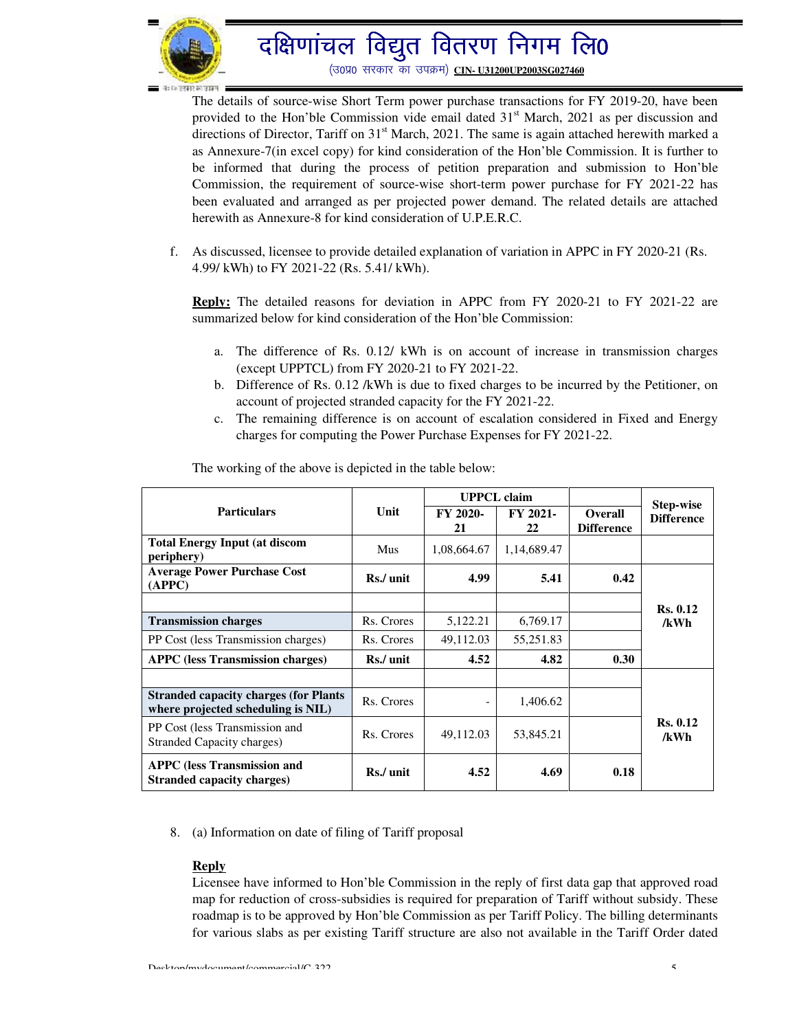The details of source-wise Short Term power purchase transactions for FY 2019-20, have been provided to the Hon'ble Commission vide email dated 31st March, 2021 as per discussion and directions of Director, Tariff on 31st March, 2021. The same is again attached herewith marked a as Annexure-7(in excel copy) for kind consideration of the Hon'ble Commission. It is further to be informed that during the process of petition preparation and submission to Hon'ble Commission, the requirement of source-wise short-term power purchase for FY 2021-22 has been evaluated and arranged as per projected power demand. The related details are attached herewith as Annexure-8 for kind consideration of U.P.E.R.C.

f. As discussed, licensee to provide detailed explanation of variation in APPC in FY 2020-21 (Rs. 4.99/ kWh) to FY 2021-22 (Rs. 5.41/ kWh).

**Reply:** The detailed reasons for deviation in APPC from FY 2020-21 to FY 2021-22 are summarized below for kind consideration of the Hon'ble Commission:

a. The difference of Rs. 0.12/ kWh is on account of increase in transmission charges (except UPPTCL) from FY 2020-21 to FY 2021-22.
b. Difference of Rs. 0.12 /kWh is due to fixed charges to be incurred by the Petitioner, on account of projected stranded capacity for the FY 2021-22.
c. The remaining difference is on account of escalation considered in Fixed and Energy charges for computing the Power Purchase Expenses for FY 2021-22.

The working of the above is depicted in the table below:

| Particulars | Unit | UPPCL claim | | Overall Difference | Step-wise Difference |
|---|---|---|---|---|---|
| | | FY 2020-21 | FY 2021-22 | | |
| **Total Energy Input (at discom periphery)** | Mus | 1,08,664.67 | 1,14,689.47 | | |
| **Average Power Purchase Cost (APPC)** | **Rs./ unit** | **4.99** | **5.41** | **0.42** | **Rs. 0.12 /kWh** |
| | | | | | |
| **Transmission charges** | Rs. Crores | 5,122.21 | 6,769.17 | | |
| PP Cost (less Transmission charges) | Rs. Crores | 49,112.03 | 55,251.83 | | |
| **APPC (less Transmission charges)** | **Rs./ unit** | **4.52** | **4.82** | **0.30** | |
| | | | | | **Rs. 0.12 /kWh** |
| **Stranded capacity charges (for Plants where projected scheduling is NIL)** | Rs. Crores | - | 1,406.62 | | |
| PP Cost (less Transmission and Stranded Capacity charges) | Rs. Crores | 49,112.03 | 53,845.21 | | |
| **APPC (less Transmission and Stranded capacity charges)** | **Rs./ unit** | **4.52** | **4.69** | **0.18** | |

8. (a) Information on date of filing of Tariff proposal

**Reply**

Licensee have informed to Hon'ble Commission in the reply of first data gap that approved road map for reduction of cross-subsidies is required for preparation of Tariff without subsidy. These roadmap is to be approved by Hon'ble Commission as per Tariff Policy. The billing determinants for various slabs as per existing Tariff structure are also not available in the Tariff Order dated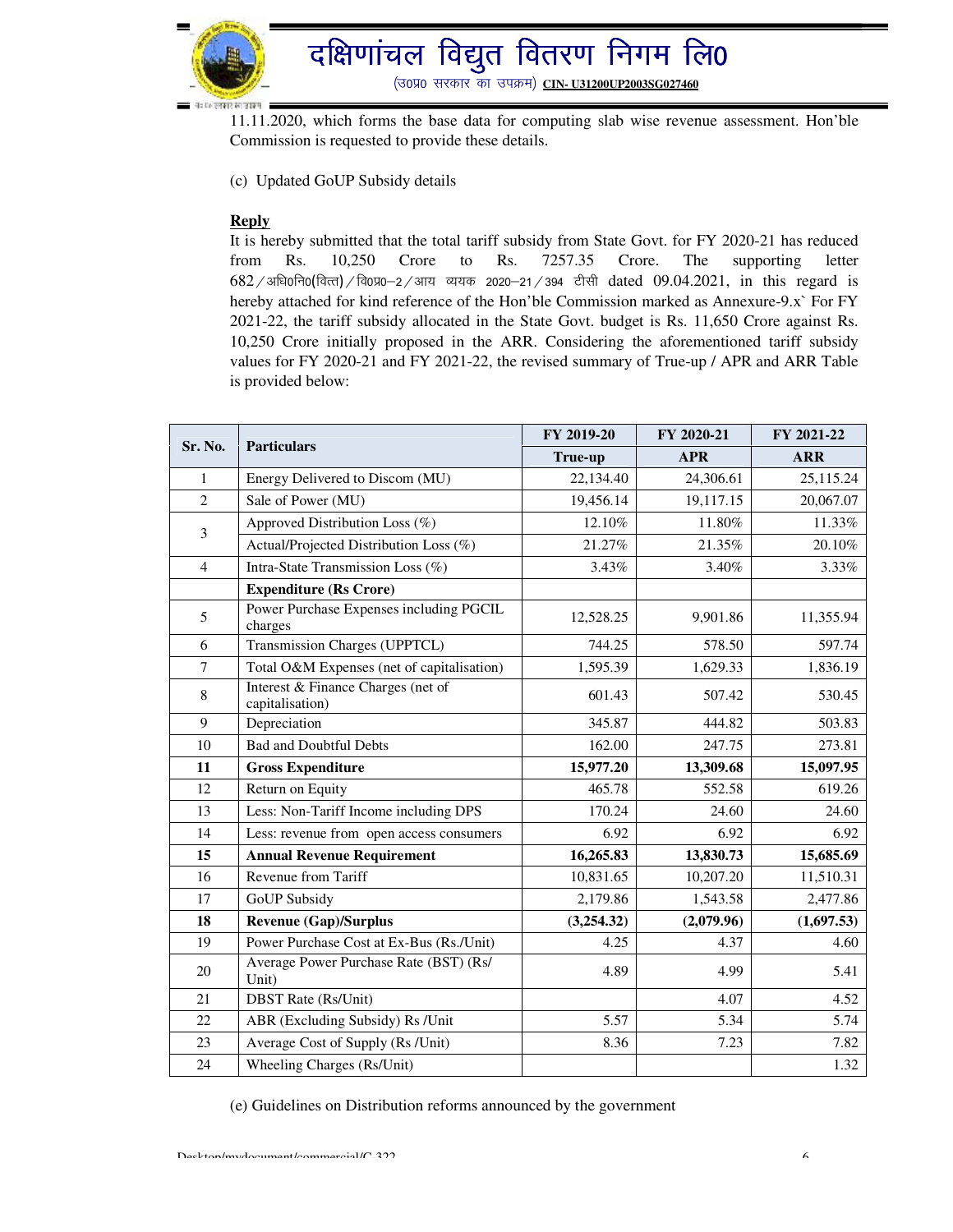11.11.2020, which forms the base data for computing slab wise revenue assessment. Hon'ble Commission is requested to provide these details.

(c) Updated GoUP Subsidy details

**Reply**

It is hereby submitted that the total tariff subsidy from State Govt. for FY 2020-21 has reduced from Rs. 10,250 Crore to Rs. 7257.35 Crore. The supporting letter 682/अधि0नि0(वित्त)/वि0प्र0–2/आय व्ययक 2020–21/394 टीसी dated 09.04.2021, in this regard is hereby attached for kind reference of the Hon'ble Commission marked as Annexure-9.x` For FY 2021-22, the tariff subsidy allocated in the State Govt. budget is Rs. 11,650 Crore against Rs. 10,250 Crore initially proposed in the ARR. Considering the aforementioned tariff subsidy values for FY 2020-21 and FY 2021-22, the revised summary of True-up / APR and ARR Table is provided below:

| Sr. No. | Particulars | FY 2019-20 | FY 2020-21 | FY 2021-22 |
|---|---|---|---|---|
| | | **True-up** | **APR** | **ARR** |
| 1 | Energy Delivered to Discom (MU) | 22,134.40 | 24,306.61 | 25,115.24 |
| 2 | Sale of Power (MU) | 19,456.14 | 19,117.15 | 20,067.07 |
| 3 | Approved Distribution Loss (%) | 12.10% | 11.80% | 11.33% |
| | Actual/Projected Distribution Loss (%) | 21.27% | 21.35% | 20.10% |
| 4 | Intra-State Transmission Loss (%) | 3.43% | 3.40% | 3.33% |
| | **Expenditure (Rs Crore)** | | | |
| 5 | Power Purchase Expenses including PGCIL charges | 12,528.25 | 9,901.86 | 11,355.94 |
| 6 | Transmission Charges (UPPTCL) | 744.25 | 578.50 | 597.74 |
| 7 | Total O&M Expenses (net of capitalisation) | 1,595.39 | 1,629.33 | 1,836.19 |
| 8 | Interest & Finance Charges (net of capitalisation) | 601.43 | 507.42 | 530.45 |
| 9 | Depreciation | 345.87 | 444.82 | 503.83 |
| 10 | Bad and Doubtful Debts | 162.00 | 247.75 | 273.81 |
| **11** | **Gross Expenditure** | **15,977.20** | **13,309.68** | **15,097.95** |
| 12 | Return on Equity | 465.78 | 552.58 | 619.26 |
| 13 | Less: Non-Tariff Income including DPS | 170.24 | 24.60 | 24.60 |
| 14 | Less: revenue from open access consumers | 6.92 | 6.92 | 6.92 |
| **15** | **Annual Revenue Requirement** | **16,265.83** | **13,830.73** | **15,685.69** |
| 16 | Revenue from Tariff | 10,831.65 | 10,207.20 | 11,510.31 |
| 17 | GoUP Subsidy | 2,179.86 | 1,543.58 | 2,477.86 |
| **18** | **Revenue (Gap)/Surplus** | **(3,254.32)** | **(2,079.96)** | **(1,697.53)** |
| 19 | Power Purchase Cost at Ex-Bus (Rs./Unit) | 4.25 | 4.37 | 4.60 |
| 20 | Average Power Purchase Rate (BST) (Rs/ Unit) | 4.89 | 4.99 | 5.41 |
| 21 | DBST Rate (Rs/Unit) | | 4.07 | 4.52 |
| 22 | ABR (Excluding Subsidy) Rs /Unit | 5.57 | 5.34 | 5.74 |
| 23 | Average Cost of Supply (Rs /Unit) | 8.36 | 7.23 | 7.82 |
| 24 | Wheeling Charges (Rs/Unit) | | | 1.32 |

(e) Guidelines on Distribution reforms announced by the government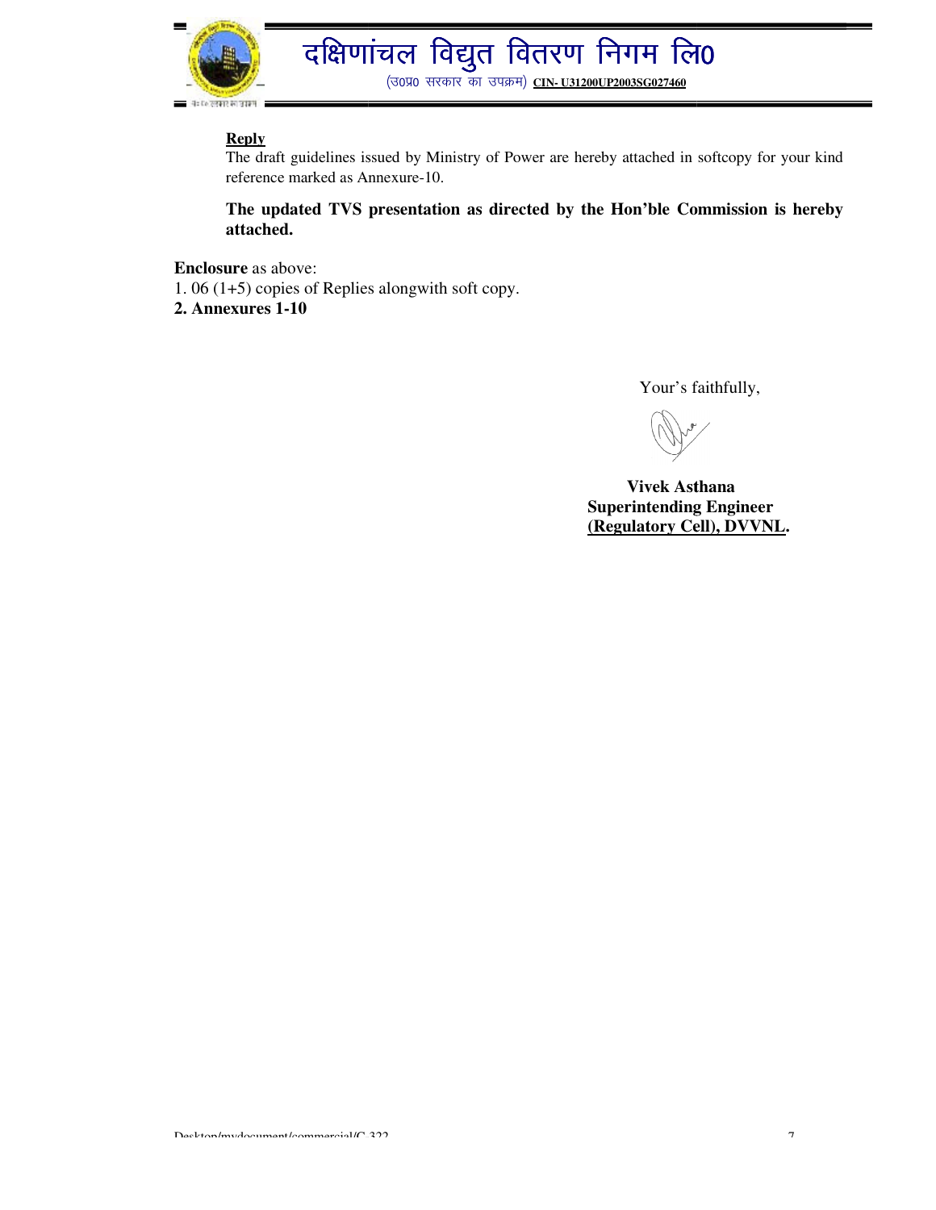**Reply**

The draft guidelines issued by Ministry of Power are hereby attached in softcopy for your kind reference marked as Annexure-10.

**The updated TVS presentation as directed by the Hon'ble Commission is hereby attached.**

**Enclosure** as above:

1. 06 (1+5) copies of Replies alongwith soft copy.
2. **Annexures 1-10**

Your's faithfully,

**Vivek Asthana**
**Superintending Engineer**
**(Regulatory Cell), DVVNL.**